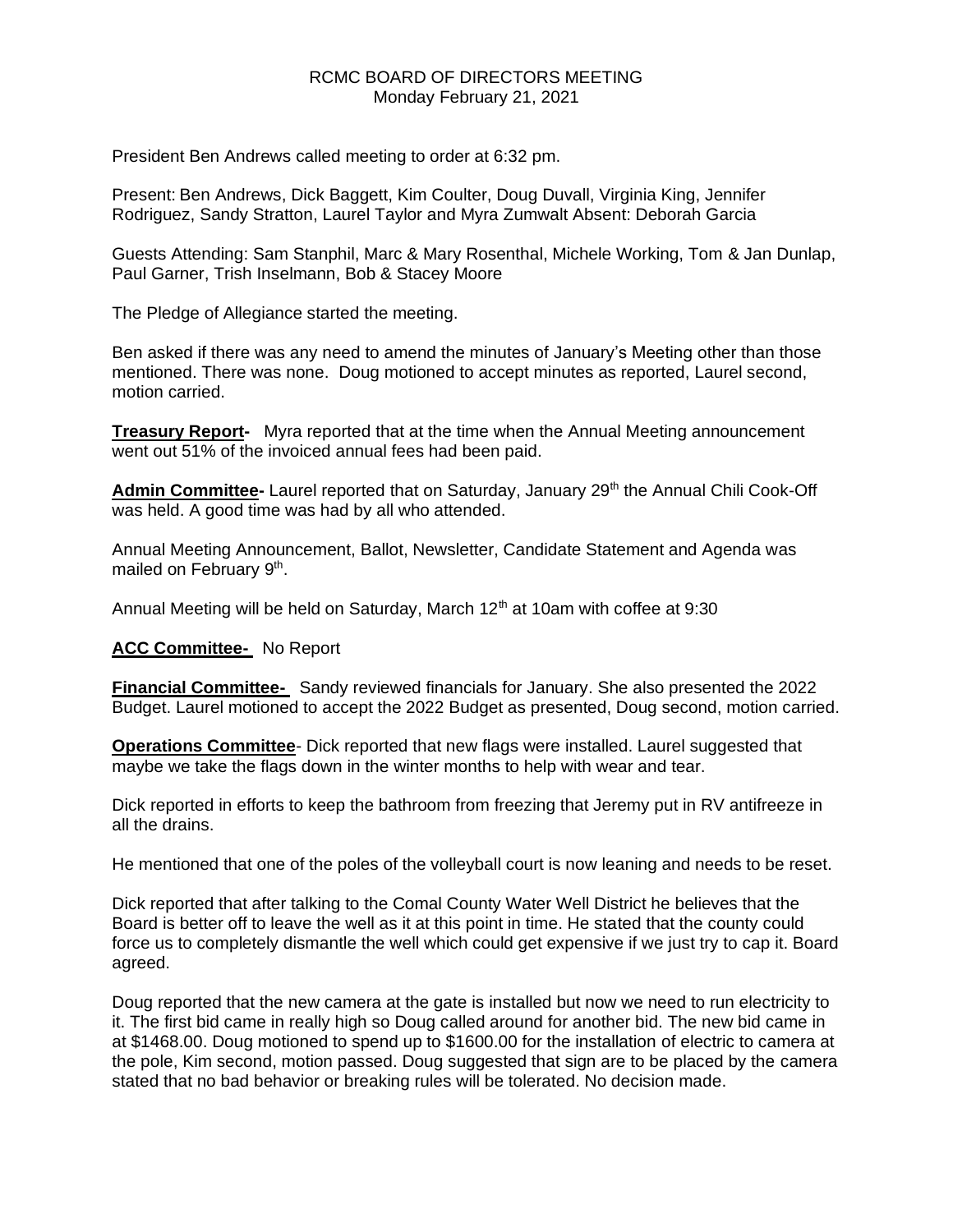RCMC BOARD OF DIRECTORS MEETING
Monday February 21, 2021

President Ben Andrews called meeting to order at 6:32 pm.

Present: Ben Andrews, Dick Baggett, Kim Coulter, Doug Duvall, Virginia King, Jennifer Rodriguez, Sandy Stratton, Laurel Taylor and Myra Zumwalt Absent: Deborah Garcia

Guests Attending: Sam Stanphil, Marc & Mary Rosenthal, Michele Working, Tom & Jan Dunlap, Paul Garner, Trish Inselmann, Bob & Stacey Moore

The Pledge of Allegiance started the meeting.

Ben asked if there was any need to amend the minutes of January's Meeting other than those mentioned. There was none. Doug motioned to accept minutes as reported, Laurel second, motion carried.

**Treasury Report-** Myra reported that at the time when the Annual Meeting announcement went out 51% of the invoiced annual fees had been paid.

**Admin Committee-** Laurel reported that on Saturday, January 29th the Annual Chili Cook-Off was held. A good time was had by all who attended.

Annual Meeting Announcement, Ballot, Newsletter, Candidate Statement and Agenda was mailed on February 9th.

Annual Meeting will be held on Saturday, March 12th at 10am with coffee at 9:30

**ACC Committee-** No Report

**Financial Committee-** Sandy reviewed financials for January. She also presented the 2022 Budget. Laurel motioned to accept the 2022 Budget as presented, Doug second, motion carried.

**Operations Committee**- Dick reported that new flags were installed. Laurel suggested that maybe we take the flags down in the winter months to help with wear and tear.

Dick reported in efforts to keep the bathroom from freezing that Jeremy put in RV antifreeze in all the drains.

He mentioned that one of the poles of the volleyball court is now leaning and needs to be reset.

Dick reported that after talking to the Comal County Water Well District he believes that the Board is better off to leave the well as it at this point in time. He stated that the county could force us to completely dismantle the well which could get expensive if we just try to cap it. Board agreed.

Doug reported that the new camera at the gate is installed but now we need to run electricity to it. The first bid came in really high so Doug called around for another bid. The new bid came in at $1468.00. Doug motioned to spend up to $1600.00 for the installation of electric to camera at the pole, Kim second, motion passed. Doug suggested that sign are to be placed by the camera stated that no bad behavior or breaking rules will be tolerated. No decision made.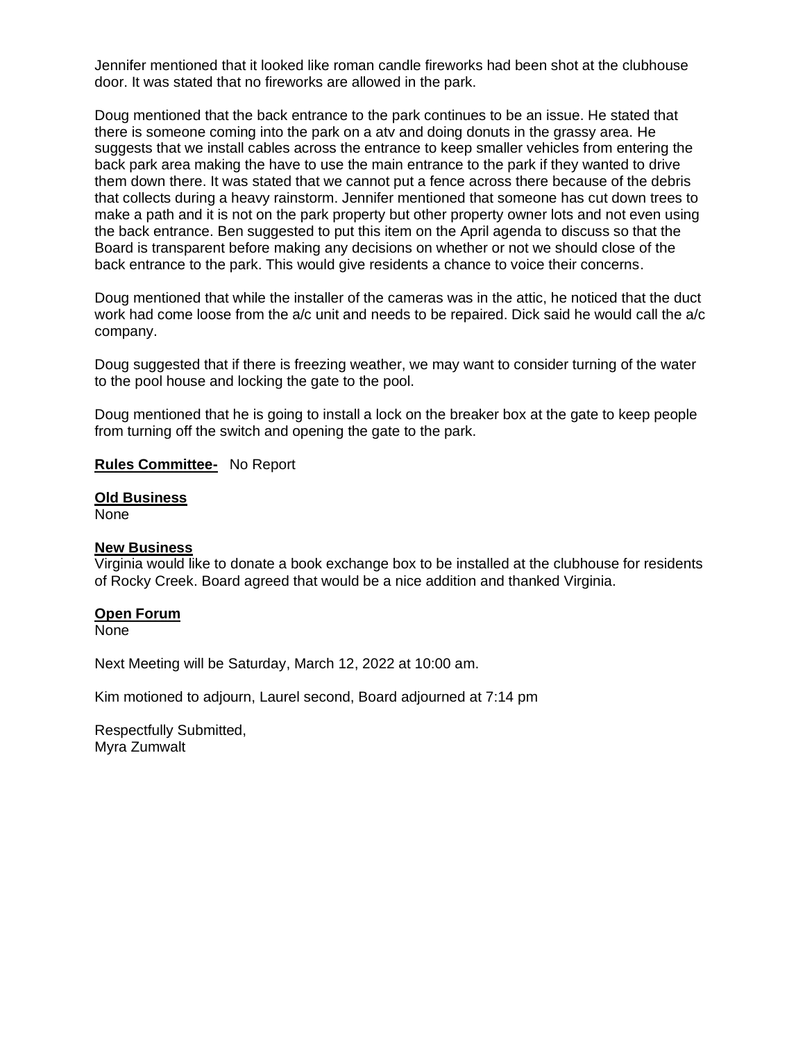Jennifer mentioned that it looked like roman candle fireworks had been shot at the clubhouse door. It was stated that no fireworks are allowed in the park.

Doug mentioned that the back entrance to the park continues to be an issue. He stated that there is someone coming into the park on a atv and doing donuts in the grassy area. He suggests that we install cables across the entrance to keep smaller vehicles from entering the back park area making the have to use the main entrance to the park if they wanted to drive them down there. It was stated that we cannot put a fence across there because of the debris that collects during a heavy rainstorm. Jennifer mentioned that someone has cut down trees to make a path and it is not on the park property but other property owner lots and not even using the back entrance. Ben suggested to put this item on the April agenda to discuss so that the Board is transparent before making any decisions on whether or not we should close of the back entrance to the park. This would give residents a chance to voice their concerns.

Doug mentioned that while the installer of the cameras was in the attic, he noticed that the duct work had come loose from the a/c unit and needs to be repaired. Dick said he would call the a/c company.

Doug suggested that if there is freezing weather, we may want to consider turning of the water to the pool house and locking the gate to the pool.

Doug mentioned that he is going to install a lock on the breaker box at the gate to keep people from turning off the switch and opening the gate to the park.

**Rules Committee-** No Report

**Old Business**
None

**New Business**
Virginia would like to donate a book exchange box to be installed at the clubhouse for residents of Rocky Creek. Board agreed that would be a nice addition and thanked Virginia.

**Open Forum**
None

Next Meeting will be Saturday, March 12, 2022 at 10:00 am.

Kim motioned to adjourn, Laurel second, Board adjourned at 7:14 pm

Respectfully Submitted,
Myra Zumwalt